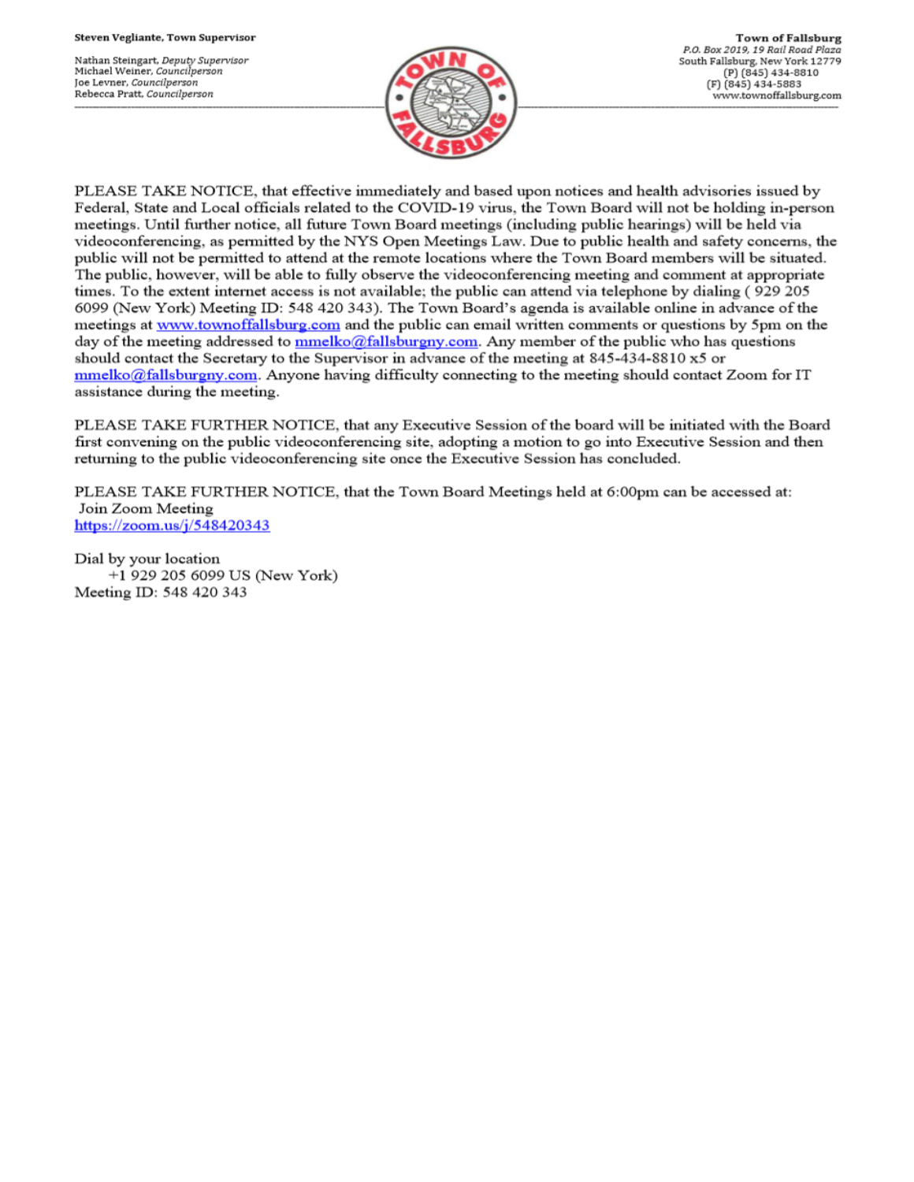**Steven Vegliante, Town Supervisor**

Nathan Steingart, *Deputy Supervisor*
Michael Weiner, *Councilperson*
Joe Levner, *Councilperson*
Rebecca Pratt, *Councilperson*

**Town of Fallsburg**
*P.O. Box 2019, 19 Rail Road Plaza*
South Fallsburg, New York 12779
(P) (845) 434-8810
(F) (845) 434-5883
www.townoffallsburg.com

---

PLEASE TAKE NOTICE, that effective immediately and based upon notices and health advisories issued by Federal, State and Local officials related to the COVID-19 virus, the Town Board will not be holding in-person meetings. Until further notice, all future Town Board meetings (including public hearings) will be held via videoconferencing, as permitted by the NYS Open Meetings Law. Due to public health and safety concerns, the public will not be permitted to attend at the remote locations where the Town Board members will be situated. The public, however, will be able to fully observe the videoconferencing meeting and comment at appropriate times. To the extent internet access is not available; the public can attend via telephone by dialing ( 929 205 6099 (New York) Meeting ID: 548 420 343). The Town Board's agenda is available online in advance of the meetings at www.townoffallsburg.com and the public can email written comments or questions by 5pm on the day of the meeting addressed to mmelko@fallsburgny.com. Any member of the public who has questions should contact the Secretary to the Supervisor in advance of the meeting at 845-434-8810 x5 or mmelko@fallsburgny.com. Anyone having difficulty connecting to the meeting should contact Zoom for IT assistance during the meeting.

PLEASE TAKE FURTHER NOTICE, that any Executive Session of the board will be initiated with the Board first convening on the public videoconferencing site, adopting a motion to go into Executive Session and then returning to the public videoconferencing site once the Executive Session has concluded.

PLEASE TAKE FURTHER NOTICE, that the Town Board Meetings held at 6:00pm can be accessed at:
Join Zoom Meeting
https://zoom.us/j/548420343

Dial by your location
+1 929 205 6099 US (New York)
Meeting ID: 548 420 343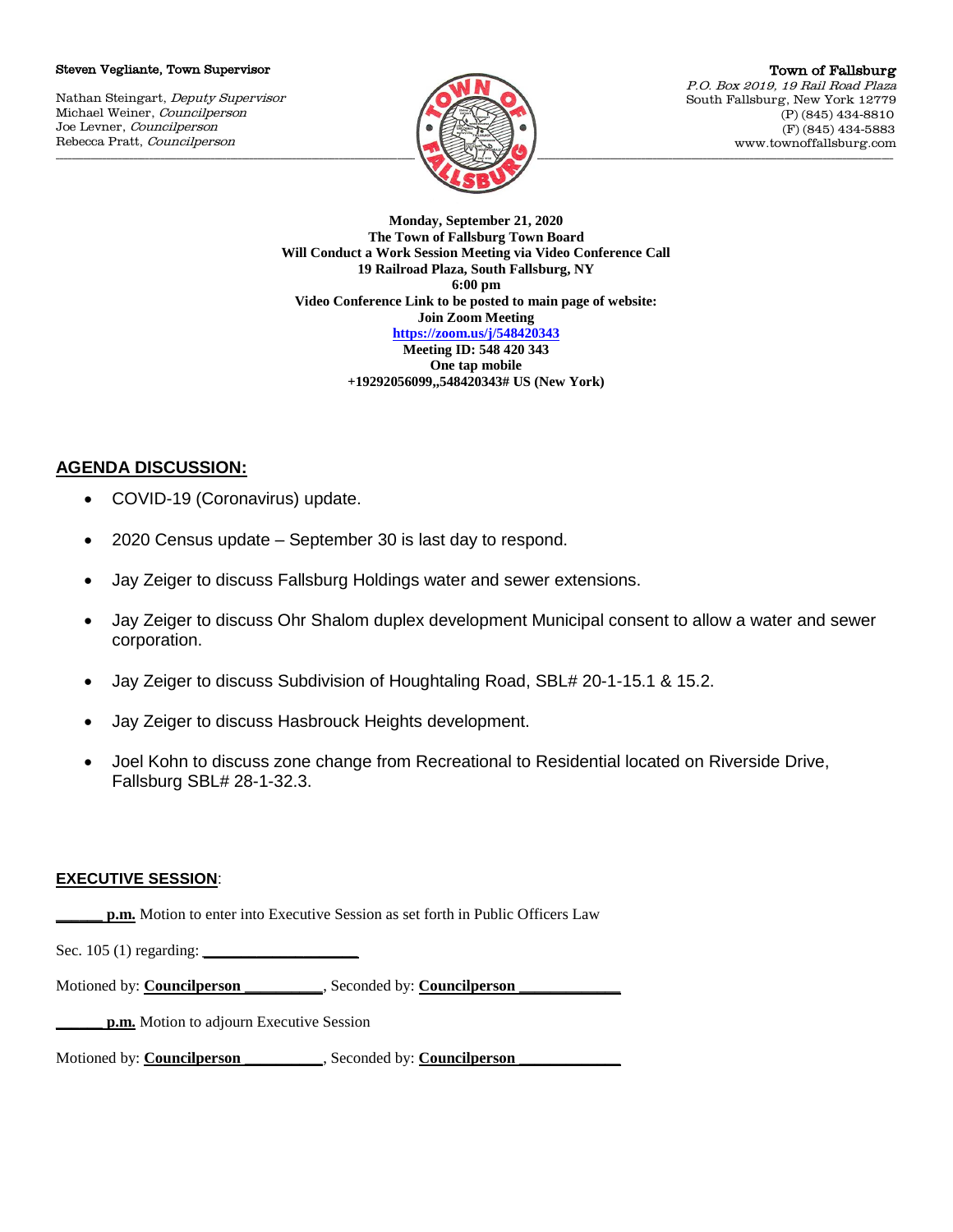Steven Vegliante, Town Supervisor

Nathan Steingart, *Deputy Supervisor*
Michael Weiner, *Councilperson*
Joe Levner, *Councilperson*
Rebecca Pratt, *Councilperson*

Town of Fallsburg
*P.O. Box 2019, 19 Rail Road Plaza*
South Fallsburg, New York 12779
(P) (845) 434-8810
(F) (845) 434-5883
www.townoffallsburg.com

**Monday, September 21, 2020**
**The Town of Fallsburg Town Board**
**Will Conduct a Work Session Meeting via Video Conference Call**
**19 Railroad Plaza, South Fallsburg, NY**
**6:00 pm**
**Video Conference Link to be posted to main page of website:**
**Join Zoom Meeting**
**https://zoom.us/j/548420343**
**Meeting ID: 548 420 343**
**One tap mobile**
**+19292056099,,548420343# US (New York)**

## AGENDA DISCUSSION:

- COVID-19 (Coronavirus) update.
- 2020 Census update – September 30 is last day to respond.
- Jay Zeiger to discuss Fallsburg Holdings water and sewer extensions.
- Jay Zeiger to discuss Ohr Shalom duplex development Municipal consent to allow a water and sewer corporation.
- Jay Zeiger to discuss Subdivision of Houghtaling Road, SBL# 20-1-15.1 & 15.2.
- Jay Zeiger to discuss Hasbrouck Heights development.
- Joel Kohn to discuss zone change from Recreational to Residential located on Riverside Drive, Fallsburg SBL# 28-1-32.3.

**EXECUTIVE SESSION**:

**______ p.m.** Motion to enter into Executive Session as set forth in Public Officers Law

Sec. 105 (1) regarding: ___________________

Motioned by: **Councilperson __________**, Seconded by: **Councilperson _____________**

**______ p.m.** Motion to adjourn Executive Session

Motioned by: **Councilperson __________**, Seconded by: **Councilperson _____________**